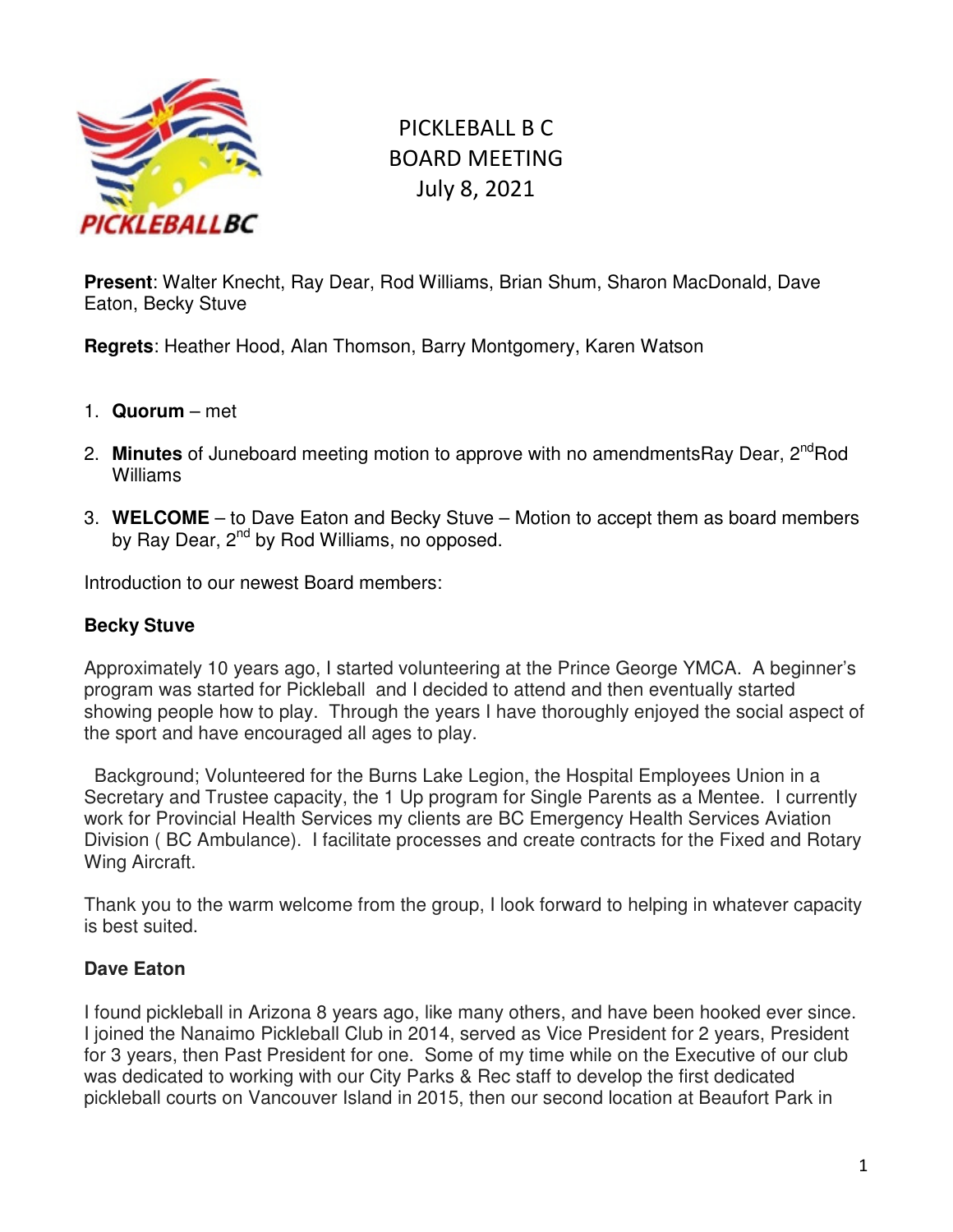# PICKLEBALL B C
# BOARD MEETING
# July 8, 2021

**Present**: Walter Knecht, Ray Dear, Rod Williams, Brian Shum, Sharon MacDonald, Dave Eaton, Becky Stuve

**Regrets**: Heather Hood, Alan Thomson, Barry Montgomery, Karen Watson

1. **Quorum** – met

2. **Minutes** of Juneboard meeting motion to approve with no amendmentsRay Dear, 2ndRod Williams

3. **WELCOME** – to Dave Eaton and Becky Stuve – Motion to accept them as board members by Ray Dear, 2nd by Rod Williams, no opposed.

Introduction to our newest Board members:

**Becky Stuve**

Approximately 10 years ago, I started volunteering at the Prince George YMCA. A beginner's program was started for Pickleball and I decided to attend and then eventually started showing people how to play. Through the years I have thoroughly enjoyed the social aspect of the sport and have encouraged all ages to play.

Background; Volunteered for the Burns Lake Legion, the Hospital Employees Union in a Secretary and Trustee capacity, the 1 Up program for Single Parents as a Mentee. I currently work for Provincial Health Services my clients are BC Emergency Health Services Aviation Division ( BC Ambulance). I facilitate processes and create contracts for the Fixed and Rotary Wing Aircraft.

Thank you to the warm welcome from the group, I look forward to helping in whatever capacity is best suited.

**Dave Eaton**

I found pickleball in Arizona 8 years ago, like many others, and have been hooked ever since. I joined the Nanaimo Pickleball Club in 2014, served as Vice President for 2 years, President for 3 years, then Past President for one. Some of my time while on the Executive of our club was dedicated to working with our City Parks & Rec staff to develop the first dedicated pickleball courts on Vancouver Island in 2015, then our second location at Beaufort Park in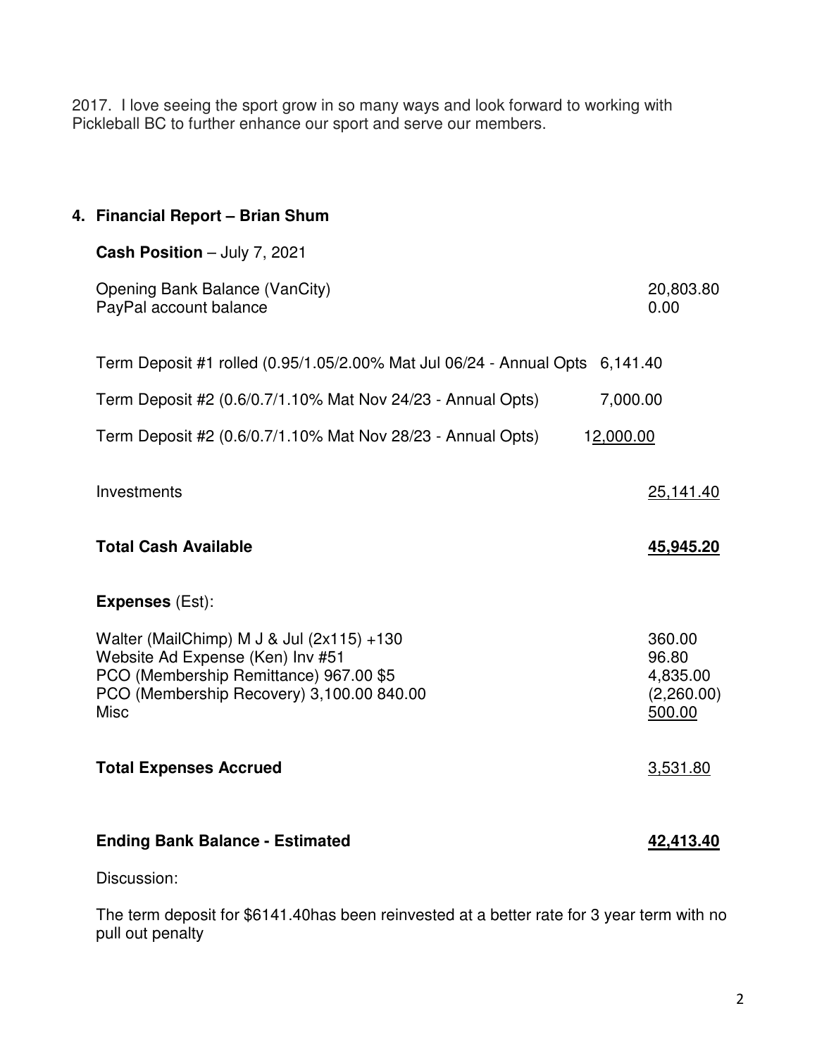2017. I love seeing the sport grow in so many ways and look forward to working with Pickleball BC to further enhance our sport and serve our members.

## 4. Financial Report – Brian Shum

**Cash Position** – July 7, 2021

| | |
|---|---|
| Opening Bank Balance (VanCity) | 20,803.80 |
| PayPal account balance | 0.00 |
| Term Deposit #1 rolled (0.95/1.05/2.00% Mat Jul 06/24 - Annual Opts | 6,141.40 |
| Term Deposit #2 (0.6/0.7/1.10% Mat Nov 24/23 - Annual Opts) | 7,000.00 |
| Term Deposit #2 (0.6/0.7/1.10% Mat Nov 28/23 - Annual Opts) | 12,000.00 |
| Investments | 25,141.40 |
| **Total Cash Available** | **45,945.20** |

**Expenses** (Est):

| | |
|---|---|
| Walter (MailChimp) M J & Jul (2x115) +130 | 360.00 |
| Website Ad Expense (Ken) Inv #51 | 96.80 |
| PCO (Membership Remittance) 967.00 $5 | 4,835.00 |
| PCO (Membership Recovery) 3,100.00 840.00 | (2,260.00) |
| Misc | 500.00 |
| **Total Expenses Accrued** | 3,531.80 |
| **Ending Bank Balance - Estimated** | **42,413.40** |

Discussion:

The term deposit for $6141.40has been reinvested at a better rate for 3 year term with no pull out penalty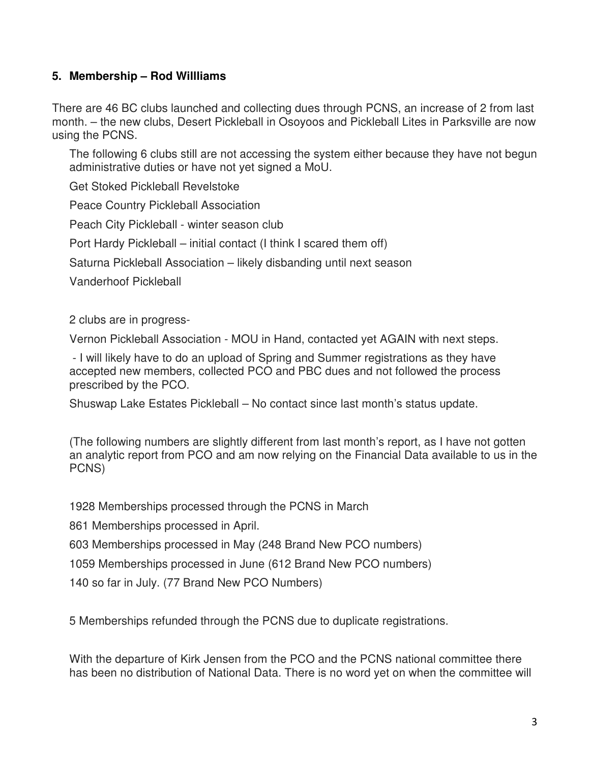## 5. Membership – Rod Willliams

There are 46 BC clubs launched and collecting dues through PCNS, an increase of 2 from last month. – the new clubs, Desert Pickleball in Osoyoos and Pickleball Lites in Parksville are now using the PCNS.

The following 6 clubs still are not accessing the system either because they have not begun administrative duties or have not yet signed a MoU.

Get Stoked Pickleball Revelstoke

Peace Country Pickleball Association

Peach City Pickleball - winter season club

Port Hardy Pickleball – initial contact (I think I scared them off)

Saturna Pickleball Association – likely disbanding until next season

Vanderhoof Pickleball

2 clubs are in progress-

Vernon Pickleball Association - MOU in Hand, contacted yet AGAIN with next steps.

- I will likely have to do an upload of Spring and Summer registrations as they have accepted new members, collected PCO and PBC dues and not followed the process prescribed by the PCO.

Shuswap Lake Estates Pickleball – No contact since last month's status update.

(The following numbers are slightly different from last month's report, as I have not gotten an analytic report from PCO and am now relying on the Financial Data available to us in the PCNS)

1928 Memberships processed through the PCNS in March

861 Memberships processed in April.

603 Memberships processed in May (248 Brand New PCO numbers)

1059 Memberships processed in June (612 Brand New PCO numbers)

140 so far in July. (77 Brand New PCO Numbers)

5 Memberships refunded through the PCNS due to duplicate registrations.

With the departure of Kirk Jensen from the PCO and the PCNS national committee there has been no distribution of National Data. There is no word yet on when the committee will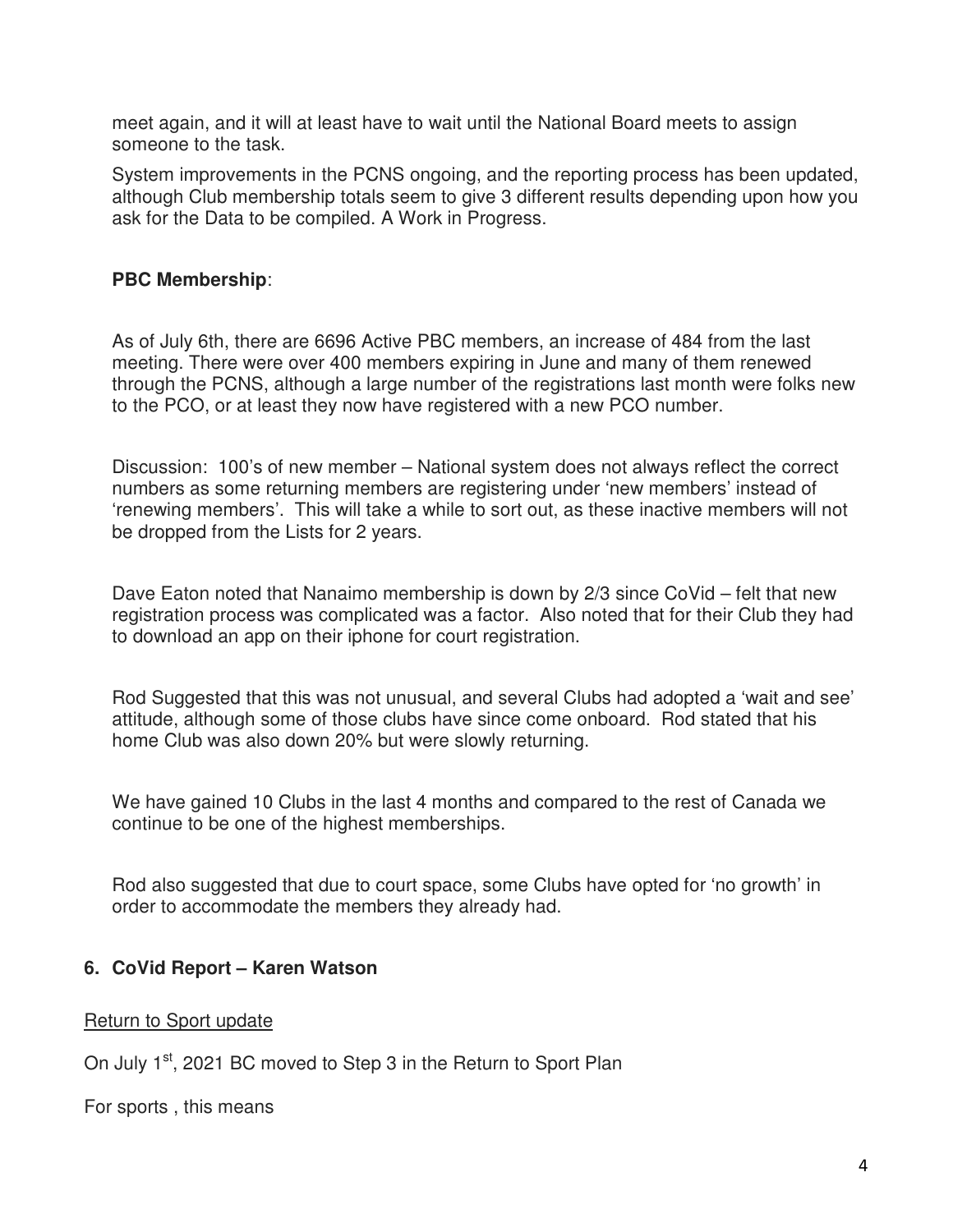meet again, and it will at least have to wait until the National Board meets to assign someone to the task.

System improvements in the PCNS ongoing, and the reporting process has been updated, although Club membership totals seem to give 3 different results depending upon how you ask for the Data to be compiled. A Work in Progress.

**PBC Membership**:

As of July 6th, there are 6696 Active PBC members, an increase of 484 from the last meeting. There were over 400 members expiring in June and many of them renewed through the PCNS, although a large number of the registrations last month were folks new to the PCO, or at least they now have registered with a new PCO number.

Discussion: 100's of new member – National system does not always reflect the correct numbers as some returning members are registering under 'new members' instead of 'renewing members'. This will take a while to sort out, as these inactive members will not be dropped from the Lists for 2 years.

Dave Eaton noted that Nanaimo membership is down by 2/3 since CoVid – felt that new registration process was complicated was a factor. Also noted that for their Club they had to download an app on their iphone for court registration.

Rod Suggested that this was not unusual, and several Clubs had adopted a 'wait and see' attitude, although some of those clubs have since come onboard. Rod stated that his home Club was also down 20% but were slowly returning.

We have gained 10 Clubs in the last 4 months and compared to the rest of Canada we continue to be one of the highest memberships.

Rod also suggested that due to court space, some Clubs have opted for 'no growth' in order to accommodate the members they already had.

## 6. CoVid Report – Karen Watson

Return to Sport update

On July 1st, 2021 BC moved to Step 3 in the Return to Sport Plan

For sports , this means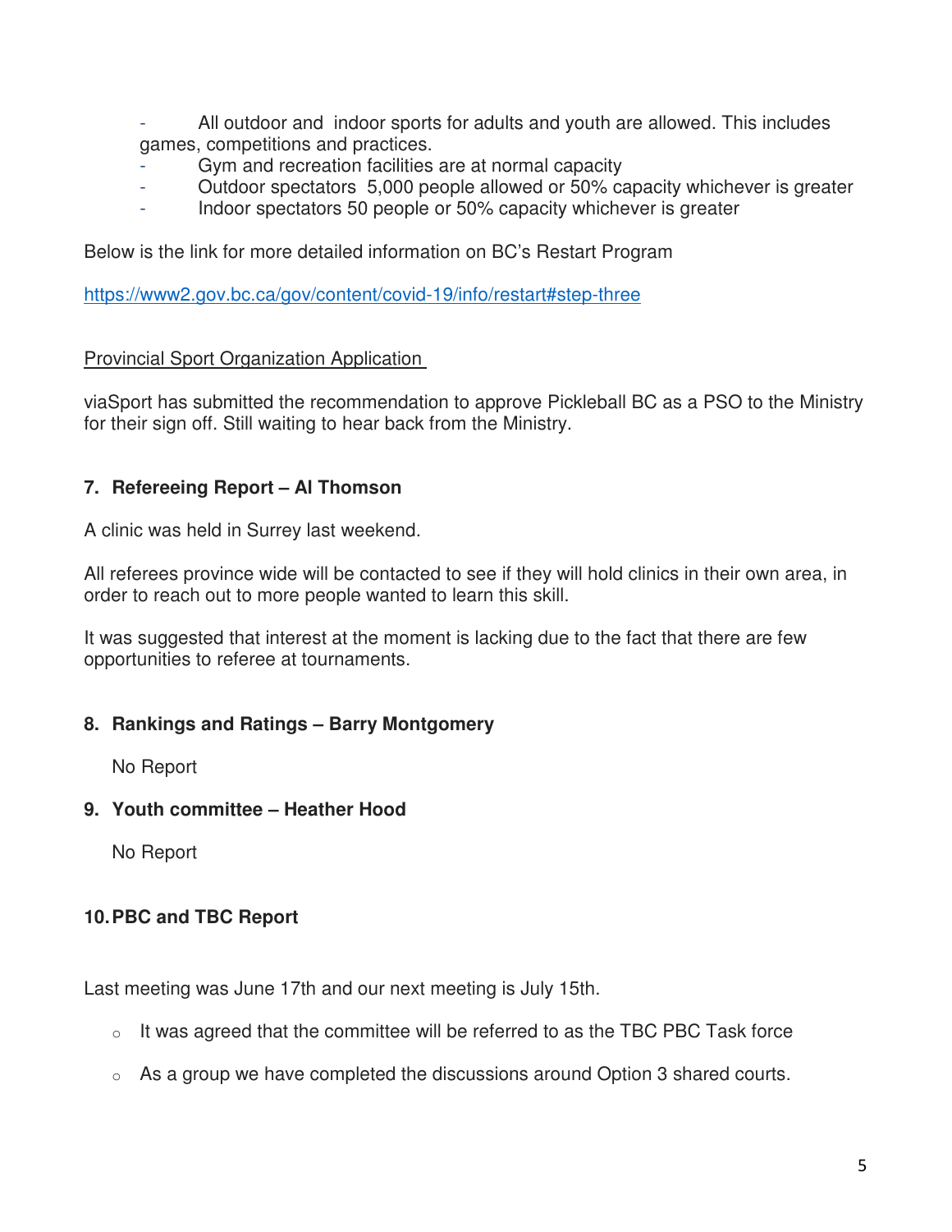- All outdoor and indoor sports for adults and youth are allowed. This includes games, competitions and practices.
- Gym and recreation facilities are at normal capacity
- Outdoor spectators 5,000 people allowed or 50% capacity whichever is greater
- Indoor spectators 50 people or 50% capacity whichever is greater

Below is the link for more detailed information on BC's Restart Program

https://www2.gov.bc.ca/gov/content/covid-19/info/restart#step-three

Provincial Sport Organization Application

viaSport has submitted the recommendation to approve Pickleball BC as a PSO to the Ministry for their sign off. Still waiting to hear back from the Ministry.

**7. Refereeing Report – Al Thomson**

A clinic was held in Surrey last weekend.

All referees province wide will be contacted to see if they will hold clinics in their own area, in order to reach out to more people wanted to learn this skill.

It was suggested that interest at the moment is lacking due to the fact that there are few opportunities to referee at tournaments.

**8. Rankings and Ratings – Barry Montgomery**

No Report

**9. Youth committee – Heather Hood**

No Report

**10. PBC and TBC Report**

Last meeting was June 17th and our next meeting is July 15th.

- It was agreed that the committee will be referred to as the TBC PBC Task force
- As a group we have completed the discussions around Option 3 shared courts.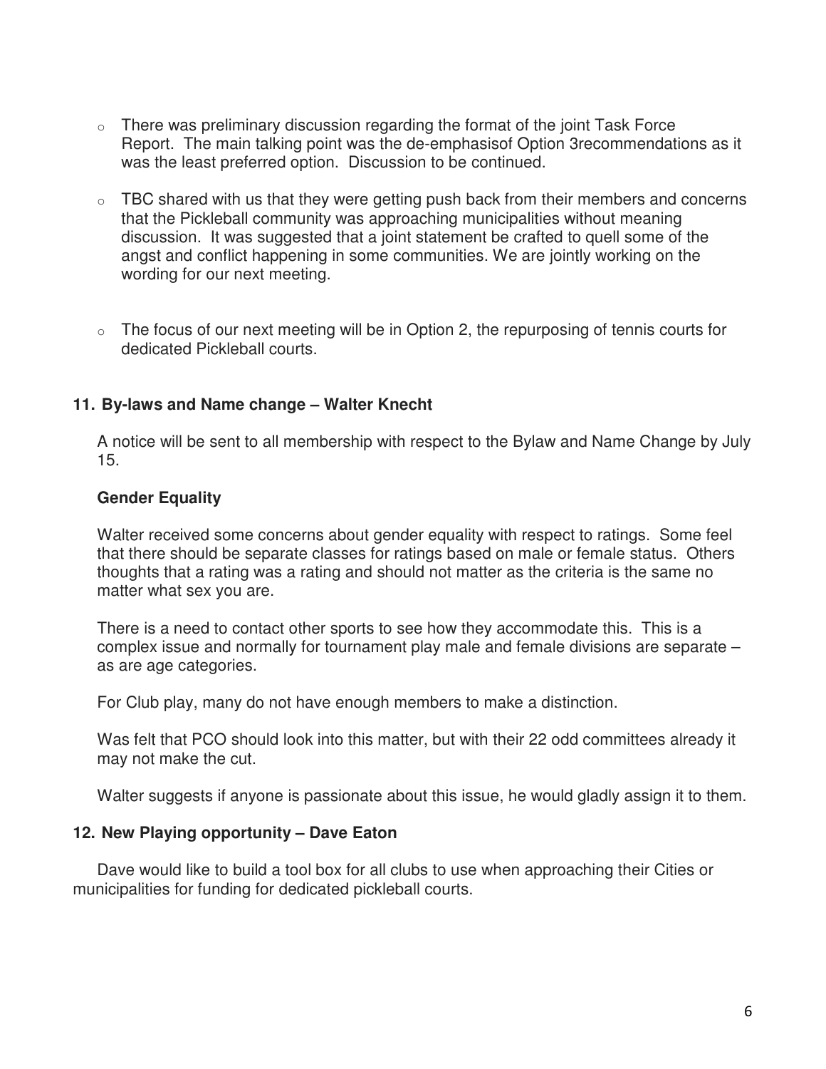- There was preliminary discussion regarding the format of the joint Task Force Report. The main talking point was the de-emphasisof Option 3recommendations as it was the least preferred option. Discussion to be continued.

- TBC shared with us that they were getting push back from their members and concerns that the Pickleball community was approaching municipalities without meaning discussion. It was suggested that a joint statement be crafted to quell some of the angst and conflict happening in some communities. We are jointly working on the wording for our next meeting.

- The focus of our next meeting will be in Option 2, the repurposing of tennis courts for dedicated Pickleball courts.

**11. By-laws and Name change – Walter Knecht**

A notice will be sent to all membership with respect to the Bylaw and Name Change by July 15.

**Gender Equality**

Walter received some concerns about gender equality with respect to ratings. Some feel that there should be separate classes for ratings based on male or female status. Others thoughts that a rating was a rating and should not matter as the criteria is the same no matter what sex you are.

There is a need to contact other sports to see how they accommodate this. This is a complex issue and normally for tournament play male and female divisions are separate – as are age categories.

For Club play, many do not have enough members to make a distinction.

Was felt that PCO should look into this matter, but with their 22 odd committees already it may not make the cut.

Walter suggests if anyone is passionate about this issue, he would gladly assign it to them.

**12. New Playing opportunity – Dave Eaton**

Dave would like to build a tool box for all clubs to use when approaching their Cities or municipalities for funding for dedicated pickleball courts.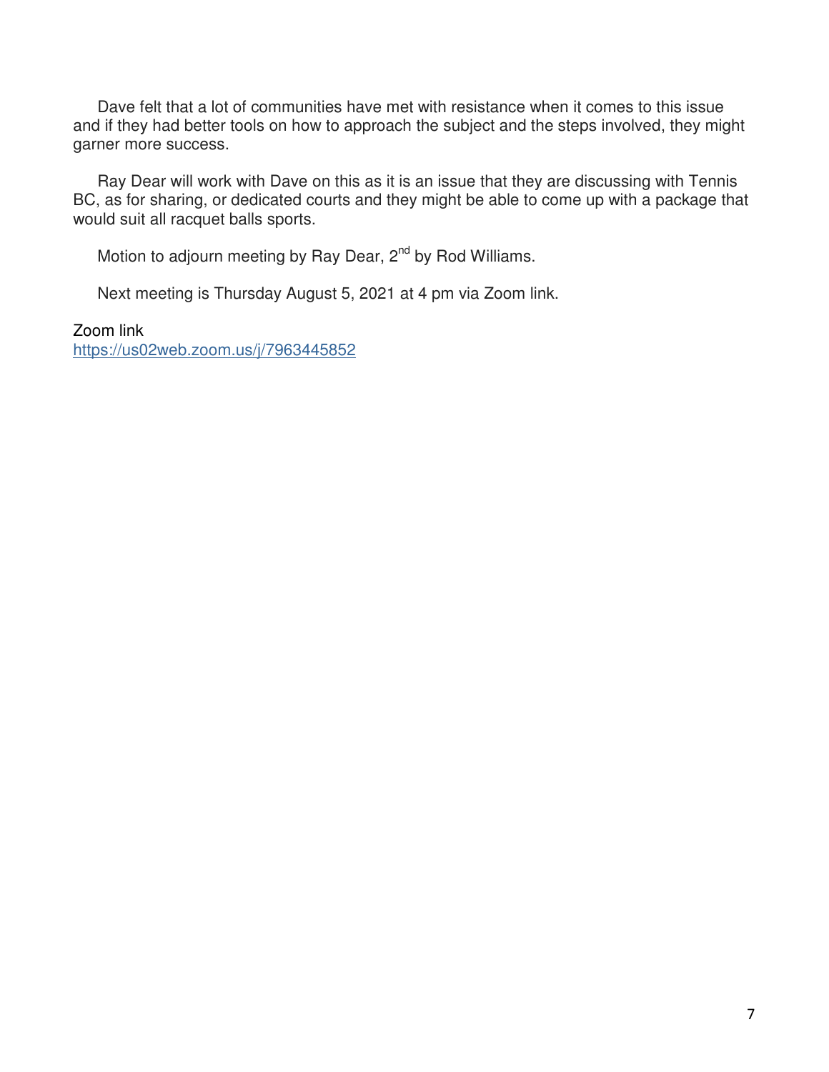Dave felt that a lot of communities have met with resistance when it comes to this issue and if they had better tools on how to approach the subject and the steps involved, they might garner more success.

Ray Dear will work with Dave on this as it is an issue that they are discussing with Tennis BC, as for sharing, or dedicated courts and they might be able to come up with a package that would suit all racquet balls sports.

Motion to adjourn meeting by Ray Dear, 2nd by Rod Williams.

Next meeting is Thursday August 5, 2021 at 4 pm via Zoom link.

Zoom link
https://us02web.zoom.us/j/7963445852